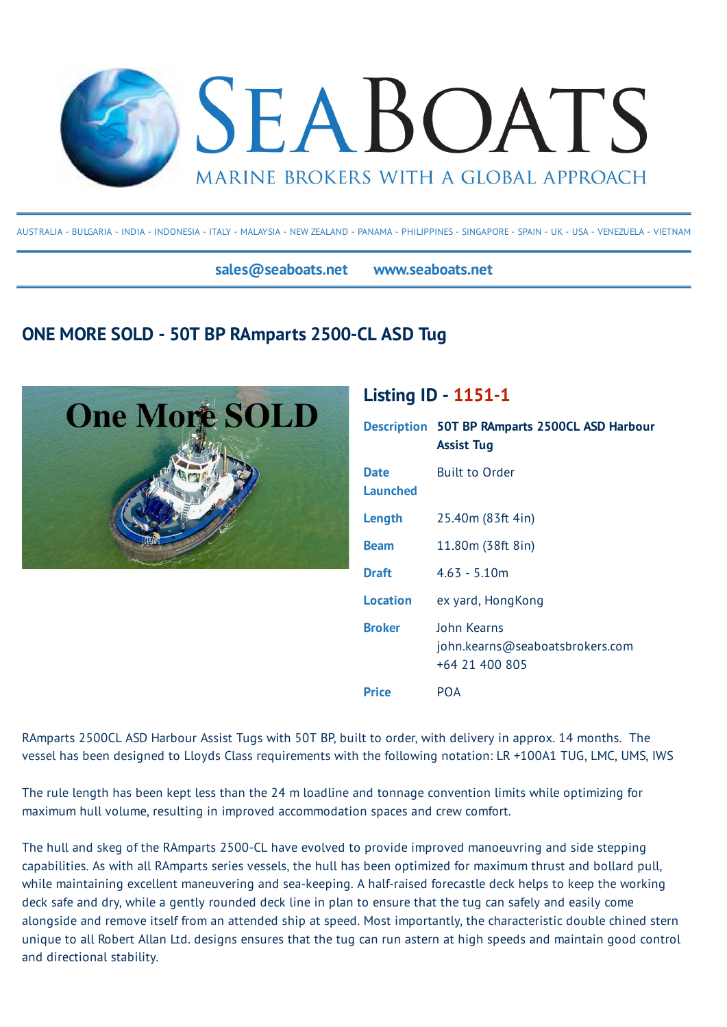# SEABOATS

MARINE BROKERS WITH A GLOBAL APPROACH

AUSTRALIA - BULGARIA - INDIA - INDONESIA - ITALY - MALAYSIA - NEW ZEALAND - PANAMA - PHILIPPINES - SINGAPORE - SPAIN - UK - USA - VENEZUELA - VIETNAM

sales@seaboats.net www.seaboats.net

## ONE MORE SOLD - 50T BP RAmparts 2500-CL ASD Tug

### Listing ID - 1151-1

| | |
|---|---|
| **Description** | **50T BP RAmparts 2500CL ASD Harbour Assist Tug** |
| **Date Launched** | Built to Order |
| **Length** | 25.40m (83ft 4in) |
| **Beam** | 11.80m (38ft 8in) |
| **Draft** | 4.63 - 5.10m |
| **Location** | ex yard, HongKong |
| **Broker** | John Kearns<br>john.kearns@seaboatsbrokers.com<br>+64 21 400 805 |
| **Price** | POA |

RAmparts 2500CL ASD Harbour Assist Tugs with 50T BP, built to order, with delivery in approx. 14 months. The vessel has been designed to Lloyds Class requirements with the following notation: LR +100A1 TUG, LMC, UMS, IWS

The rule length has been kept less than the 24 m loadline and tonnage convention limits while optimizing for maximum hull volume, resulting in improved accommodation spaces and crew comfort.

The hull and skeg of the RAmparts 2500-CL have evolved to provide improved manoeuvring and side stepping capabilities. As with all RAmparts series vessels, the hull has been optimized for maximum thrust and bollard pull, while maintaining excellent maneuvering and sea-keeping. A half-raised forecastle deck helps to keep the working deck safe and dry, while a gently rounded deck line in plan to ensure that the tug can safely and easily come alongside and remove itself from an attended ship at speed. Most importantly, the characteristic double chined stern unique to all Robert Allan Ltd. designs ensures that the tug can run astern at high speeds and maintain good control and directional stability.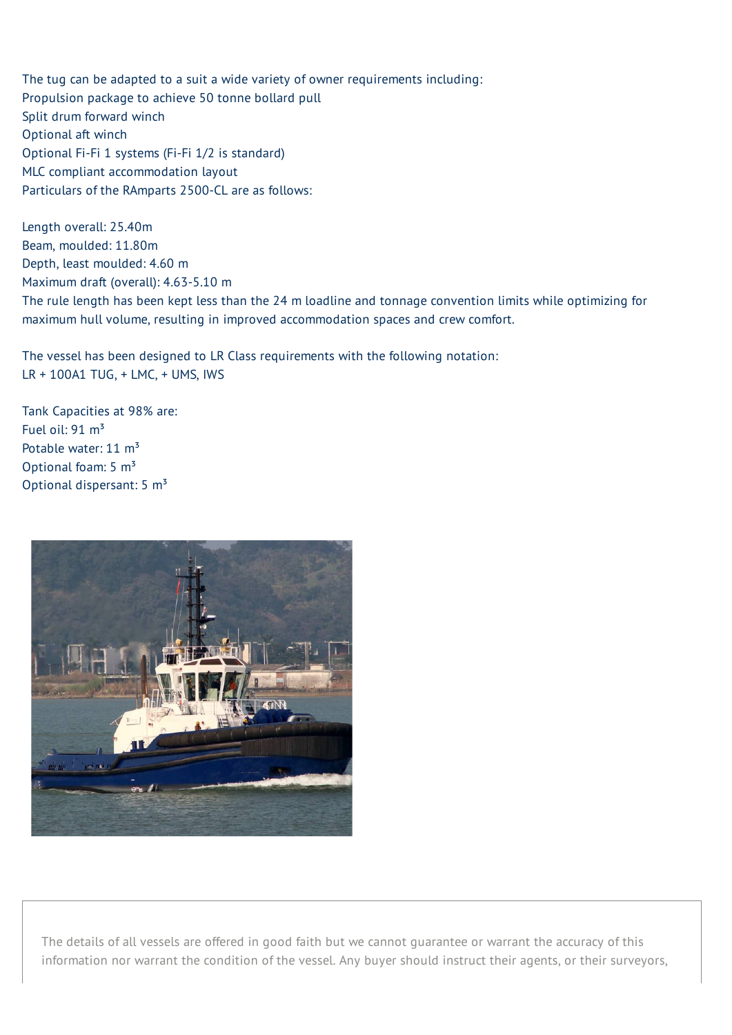The tug can be adapted to a suit a wide variety of owner requirements including:
Propulsion package to achieve 50 tonne bollard pull
Split drum forward winch
Optional aft winch
Optional Fi-Fi 1 systems (Fi-Fi 1/2 is standard)
MLC compliant accommodation layout
Particulars of the RAmparts 2500-CL are as follows:

Length overall: 25.40m
Beam, moulded: 11.80m
Depth, least moulded: 4.60 m
Maximum draft (overall): 4.63-5.10 m
The rule length has been kept less than the 24 m loadline and tonnage convention limits while optimizing for maximum hull volume, resulting in improved accommodation spaces and crew comfort.

The vessel has been designed to LR Class requirements with the following notation:
LR + 100A1 TUG, + LMC, + UMS, IWS

Tank Capacities at 98% are:
Fuel oil: 91 $m^3$
Potable water: 11 $m^3$
Optional foam: 5 $m^3$
Optional dispersant: 5 $m^3$

The details of all vessels are offered in good faith but we cannot guarantee or warrant the accuracy of this information nor warrant the condition of the vessel. Any buyer should instruct their agents, or their surveyors,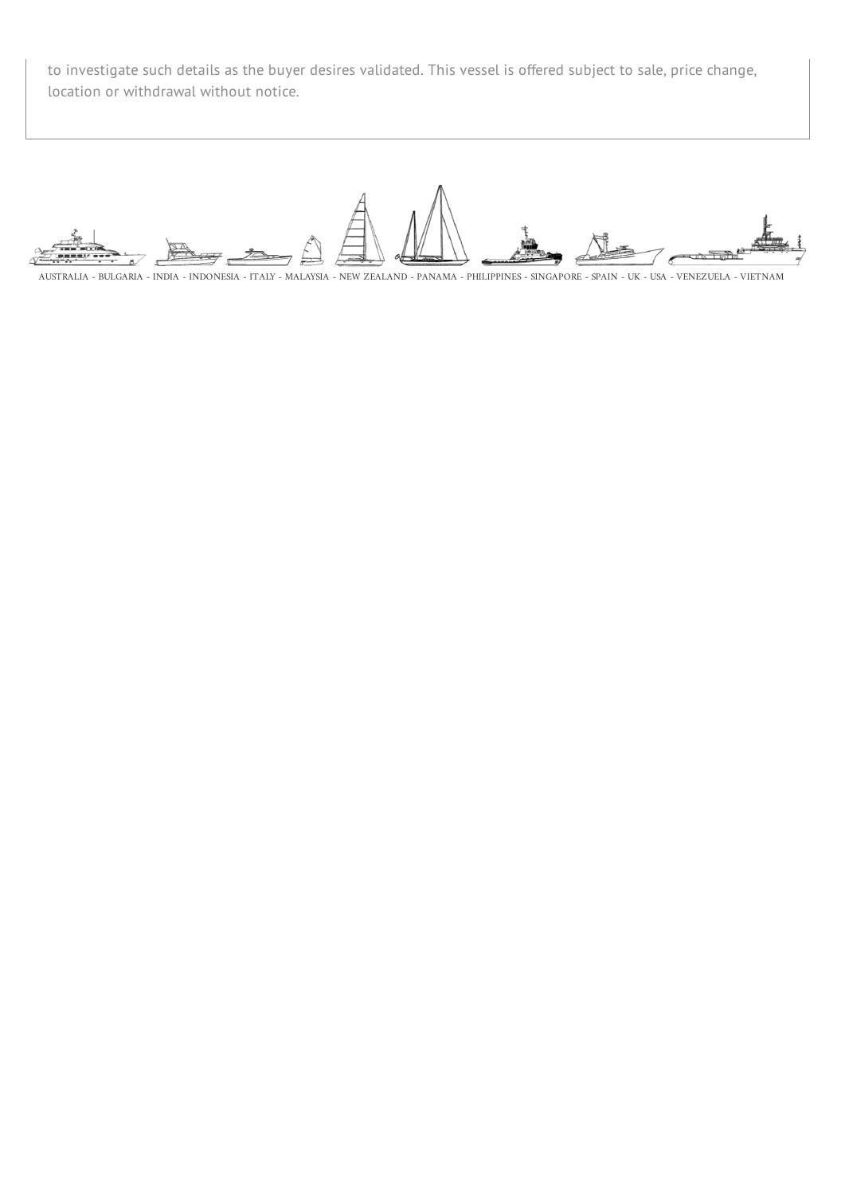to investigate such details as the buyer desires validated. This vessel is offered subject to sale, price change, location or withdrawal without notice.

AUSTRALIA - BULGARIA - INDIA - INDONESIA - ITALY - MALAYSIA - NEW ZEALAND - PANAMA - PHILIPPINES - SINGAPORE - SPAIN - UK - USA - VENEZUELA - VIETNAM